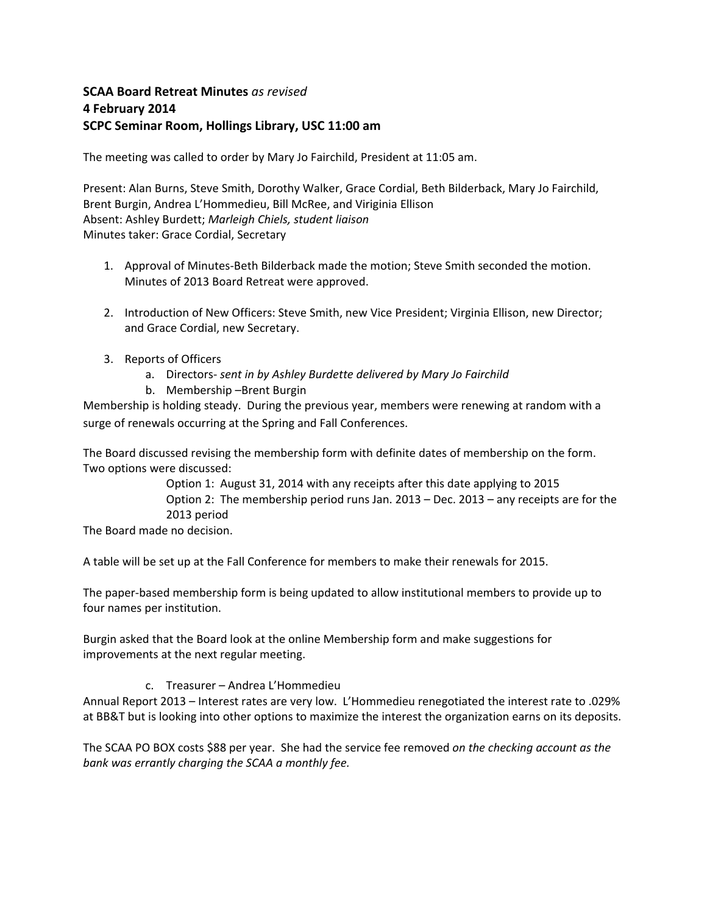**SCAA Board Retreat Minutes** *as revised*
**4 February 2014**
**SCPC Seminar Room, Hollings Library, USC 11:00 am**

The meeting was called to order by Mary Jo Fairchild, President at 11:05 am.

Present: Alan Burns, Steve Smith, Dorothy Walker, Grace Cordial, Beth Bilderback, Mary Jo Fairchild, Brent Burgin, Andrea L'Hommedieu, Bill McRee, and Viriginia Ellison
Absent: Ashley Burdett; *Marleigh Chiels, student liaison*
Minutes taker: Grace Cordial, Secretary

1. Approval of Minutes-Beth Bilderback made the motion; Steve Smith seconded the motion. Minutes of 2013 Board Retreat were approved.

2. Introduction of New Officers: Steve Smith, new Vice President; Virginia Ellison, new Director; and Grace Cordial, new Secretary.

3. Reports of Officers
   a. Directors- *sent in by Ashley Burdette delivered by Mary Jo Fairchild*
   b. Membership –Brent Burgin

Membership is holding steady. During the previous year, members were renewing at random with a surge of renewals occurring at the Spring and Fall Conferences.

The Board discussed revising the membership form with definite dates of membership on the form. Two options were discussed:

Option 1: August 31, 2014 with any receipts after this date applying to 2015
Option 2: The membership period runs Jan. 2013 – Dec. 2013 – any receipts are for the 2013 period

The Board made no decision.

A table will be set up at the Fall Conference for members to make their renewals for 2015.

The paper-based membership form is being updated to allow institutional members to provide up to four names per institution.

Burgin asked that the Board look at the online Membership form and make suggestions for improvements at the next regular meeting.

   c. Treasurer – Andrea L'Hommedieu

Annual Report 2013 – Interest rates are very low. L'Hommedieu renegotiated the interest rate to .029% at BB&T but is looking into other options to maximize the interest the organization earns on its deposits.

The SCAA PO BOX costs $88 per year. She had the service fee removed *on the checking account as the bank was errantly charging the SCAA a monthly fee.*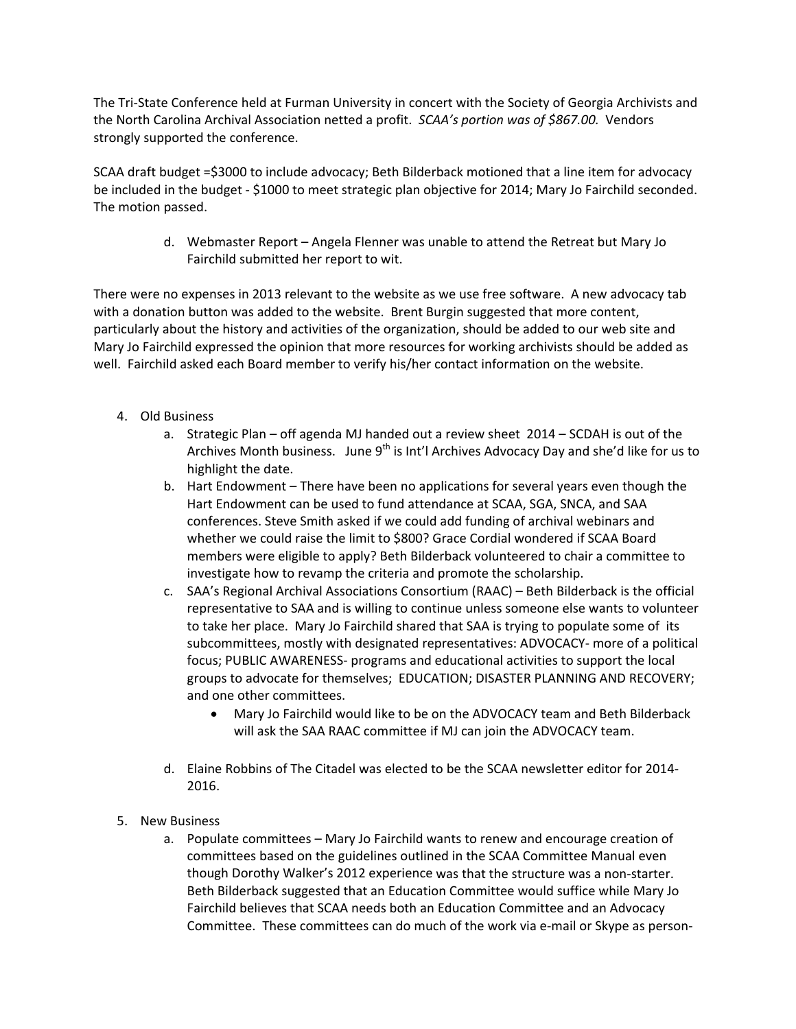The Tri-State Conference held at Furman University in concert with the Society of Georgia Archivists and the North Carolina Archival Association netted a profit. *SCAA's portion was of $867.00.* Vendors strongly supported the conference.

SCAA draft budget =$3000 to include advocacy; Beth Bilderback motioned that a line item for advocacy be included in the budget - $1000 to meet strategic plan objective for 2014; Mary Jo Fairchild seconded. The motion passed.

d. Webmaster Report – Angela Flenner was unable to attend the Retreat but Mary Jo Fairchild submitted her report to wit.

There were no expenses in 2013 relevant to the website as we use free software. A new advocacy tab with a donation button was added to the website. Brent Burgin suggested that more content, particularly about the history and activities of the organization, should be added to our web site and Mary Jo Fairchild expressed the opinion that more resources for working archivists should be added as well. Fairchild asked each Board member to verify his/her contact information on the website.

4. Old Business
    a. Strategic Plan – off agenda MJ handed out a review sheet 2014 – SCDAH is out of the Archives Month business. June 9th is Int'l Archives Advocacy Day and she'd like for us to highlight the date.
    b. Hart Endowment – There have been no applications for several years even though the Hart Endowment can be used to fund attendance at SCAA, SGA, SNCA, and SAA conferences. Steve Smith asked if we could add funding of archival webinars and whether we could raise the limit to $800? Grace Cordial wondered if SCAA Board members were eligible to apply? Beth Bilderback volunteered to chair a committee to investigate how to revamp the criteria and promote the scholarship.
    c. SAA's Regional Archival Associations Consortium (RAAC) – Beth Bilderback is the official representative to SAA and is willing to continue unless someone else wants to volunteer to take her place. Mary Jo Fairchild shared that SAA is trying to populate some of its subcommittees, mostly with designated representatives: ADVOCACY- more of a political focus; PUBLIC AWARENESS- programs and educational activities to support the local groups to advocate for themselves; EDUCATION; DISASTER PLANNING AND RECOVERY; and one other committees.
        - Mary Jo Fairchild would like to be on the ADVOCACY team and Beth Bilderback will ask the SAA RAAC committee if MJ can join the ADVOCACY team.
    d. Elaine Robbins of The Citadel was elected to be the SCAA newsletter editor for 2014-2016.

5. New Business
    a. Populate committees – Mary Jo Fairchild wants to renew and encourage creation of committees based on the guidelines outlined in the SCAA Committee Manual even though Dorothy Walker's 2012 experience was that the structure was a non-starter. Beth Bilderback suggested that an Education Committee would suffice while Mary Jo Fairchild believes that SCAA needs both an Education Committee and an Advocacy Committee. These committees can do much of the work via e-mail or Skype as person-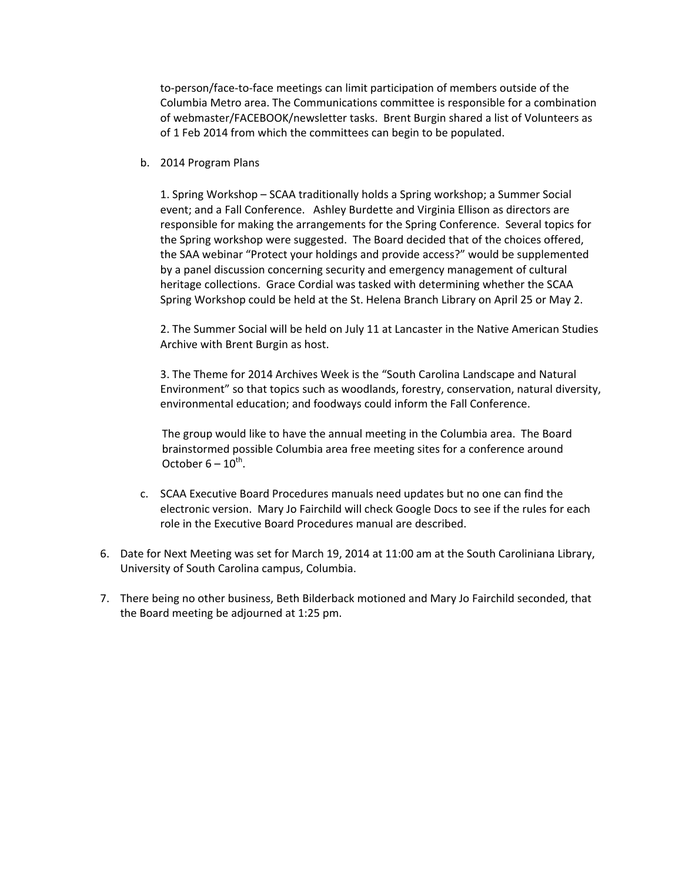to-person/face-to-face meetings can limit participation of members outside of the Columbia Metro area. The Communications committee is responsible for a combination of webmaster/FACEBOOK/newsletter tasks. Brent Burgin shared a list of Volunteers as of 1 Feb 2014 from which the committees can begin to be populated.

b. 2014 Program Plans

   1. Spring Workshop – SCAA traditionally holds a Spring workshop; a Summer Social event; and a Fall Conference. Ashley Burdette and Virginia Ellison as directors are responsible for making the arrangements for the Spring Conference. Several topics for the Spring workshop were suggested. The Board decided that of the choices offered, the SAA webinar "Protect your holdings and provide access?" would be supplemented by a panel discussion concerning security and emergency management of cultural heritage collections. Grace Cordial was tasked with determining whether the SCAA Spring Workshop could be held at the St. Helena Branch Library on April 25 or May 2.

   2. The Summer Social will be held on July 11 at Lancaster in the Native American Studies Archive with Brent Burgin as host.

   3. The Theme for 2014 Archives Week is the "South Carolina Landscape and Natural Environment" so that topics such as woodlands, forestry, conservation, natural diversity, environmental education; and foodways could inform the Fall Conference.

   The group would like to have the annual meeting in the Columbia area. The Board brainstormed possible Columbia area free meeting sites for a conference around October 6 – 10th.

c. SCAA Executive Board Procedures manuals need updates but no one can find the electronic version. Mary Jo Fairchild will check Google Docs to see if the rules for each role in the Executive Board Procedures manual are described.

6. Date for Next Meeting was set for March 19, 2014 at 11:00 am at the South Caroliniana Library, University of South Carolina campus, Columbia.

7. There being no other business, Beth Bilderback motioned and Mary Jo Fairchild seconded, that the Board meeting be adjourned at 1:25 pm.